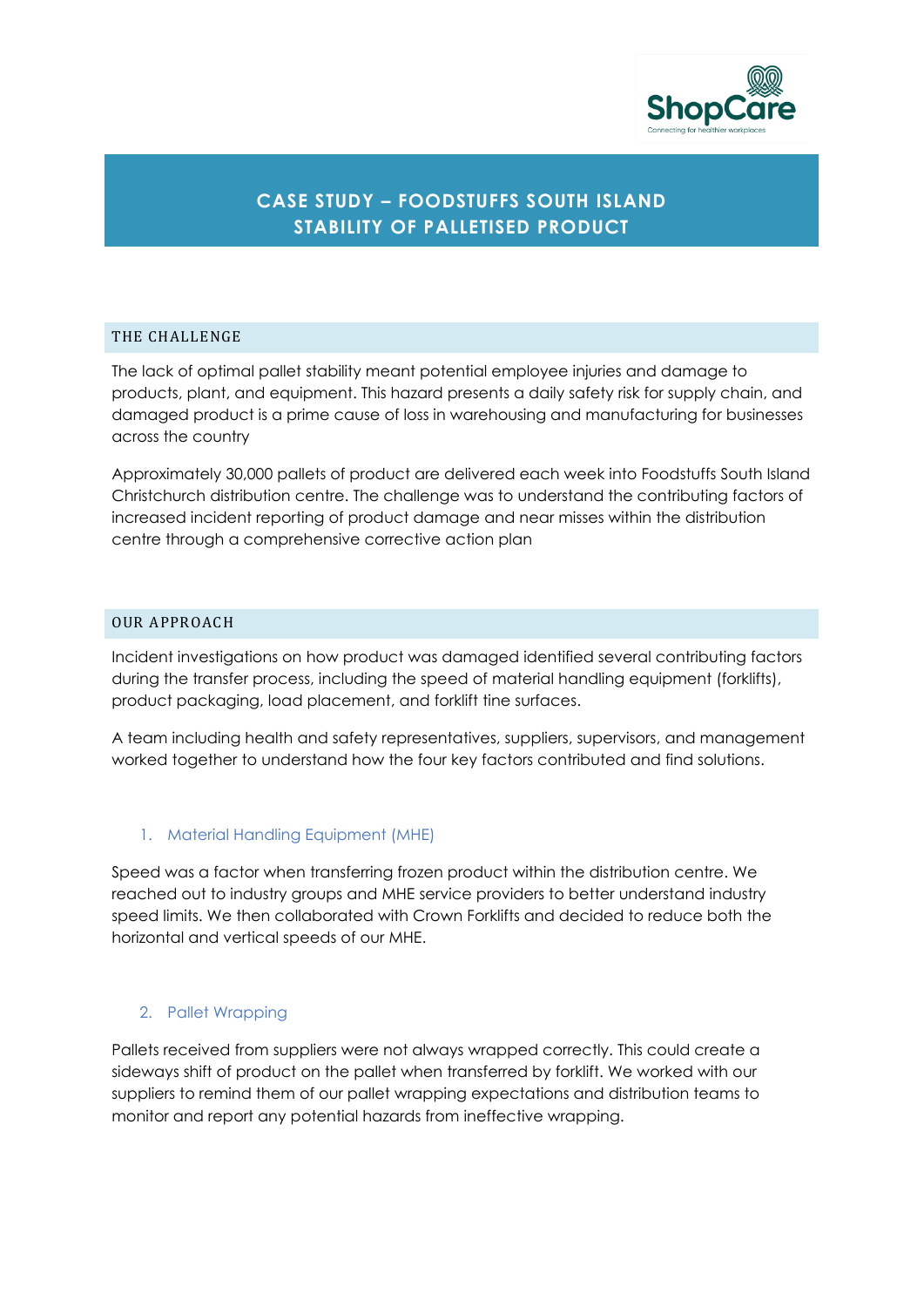# CASE STUDY – FOODSTUFFS SOUTH ISLAND STABILITY OF PALLETISED PRODUCT

## THE CHALLENGE

The lack of optimal pallet stability meant potential employee injuries and damage to products, plant, and equipment. This hazard presents a daily safety risk for supply chain, and damaged product is a prime cause of loss in warehousing and manufacturing for businesses across the country

Approximately 30,000 pallets of product are delivered each week into Foodstuffs South Island Christchurch distribution centre. The challenge was to understand the contributing factors of increased incident reporting of product damage and near misses within the distribution centre through a comprehensive corrective action plan

## OUR APPROACH

Incident investigations on how product was damaged identified several contributing factors during the transfer process, including the speed of material handling equipment (forklifts), product packaging, load placement, and forklift tine surfaces.

A team including health and safety representatives, suppliers, supervisors, and management worked together to understand how the four key factors contributed and find solutions.

### 1. Material Handling Equipment (MHE)

Speed was a factor when transferring frozen product within the distribution centre. We reached out to industry groups and MHE service providers to better understand industry speed limits. We then collaborated with Crown Forklifts and decided to reduce both the horizontal and vertical speeds of our MHE.

### 2. Pallet Wrapping

Pallets received from suppliers were not always wrapped correctly. This could create a sideways shift of product on the pallet when transferred by forklift. We worked with our suppliers to remind them of our pallet wrapping expectations and distribution teams to monitor and report any potential hazards from ineffective wrapping.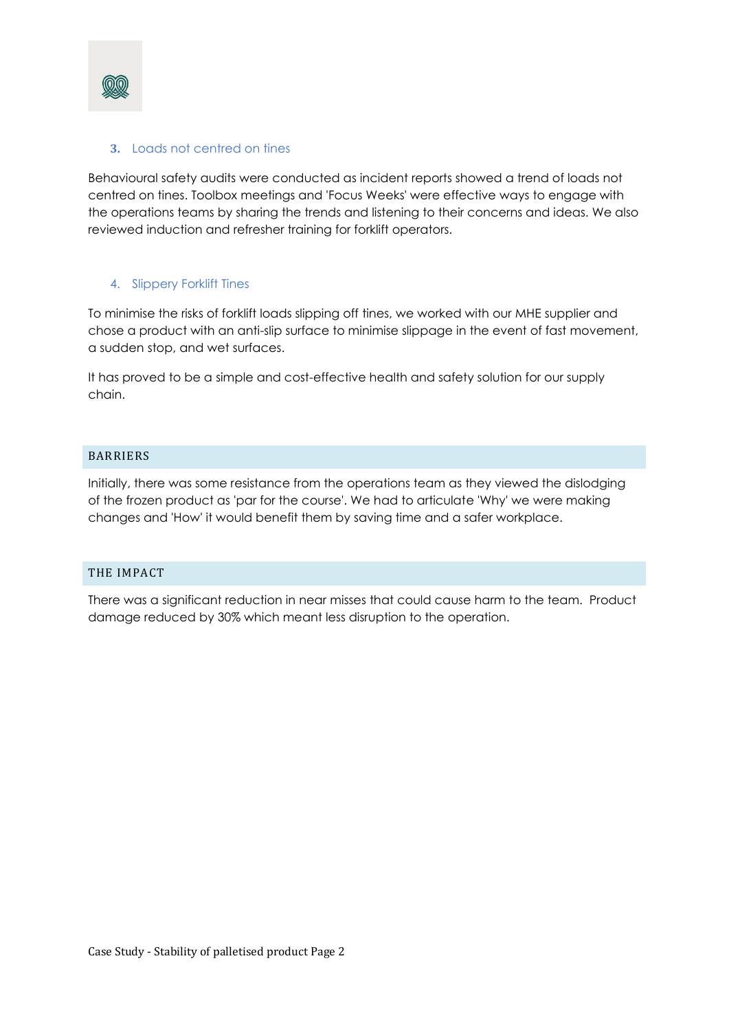### 3. Loads not centred on tines

Behavioural safety audits were conducted as incident reports showed a trend of loads not centred on tines. Toolbox meetings and 'Focus Weeks' were effective ways to engage with the operations teams by sharing the trends and listening to their concerns and ideas. We also reviewed induction and refresher training for forklift operators.

### 4. Slippery Forklift Tines

To minimise the risks of forklift loads slipping off tines, we worked with our MHE supplier and chose a product with an anti-slip surface to minimise slippage in the event of fast movement, a sudden stop, and wet surfaces.

It has proved to be a simple and cost-effective health and safety solution for our supply chain.

## BARRIERS

Initially, there was some resistance from the operations team as they viewed the dislodging of the frozen product as 'par for the course'. We had to articulate 'Why' we were making changes and 'How' it would benefit them by saving time and a safer workplace.

## THE IMPACT

There was a significant reduction in near misses that could cause harm to the team. Product damage reduced by 30% which meant less disruption to the operation.